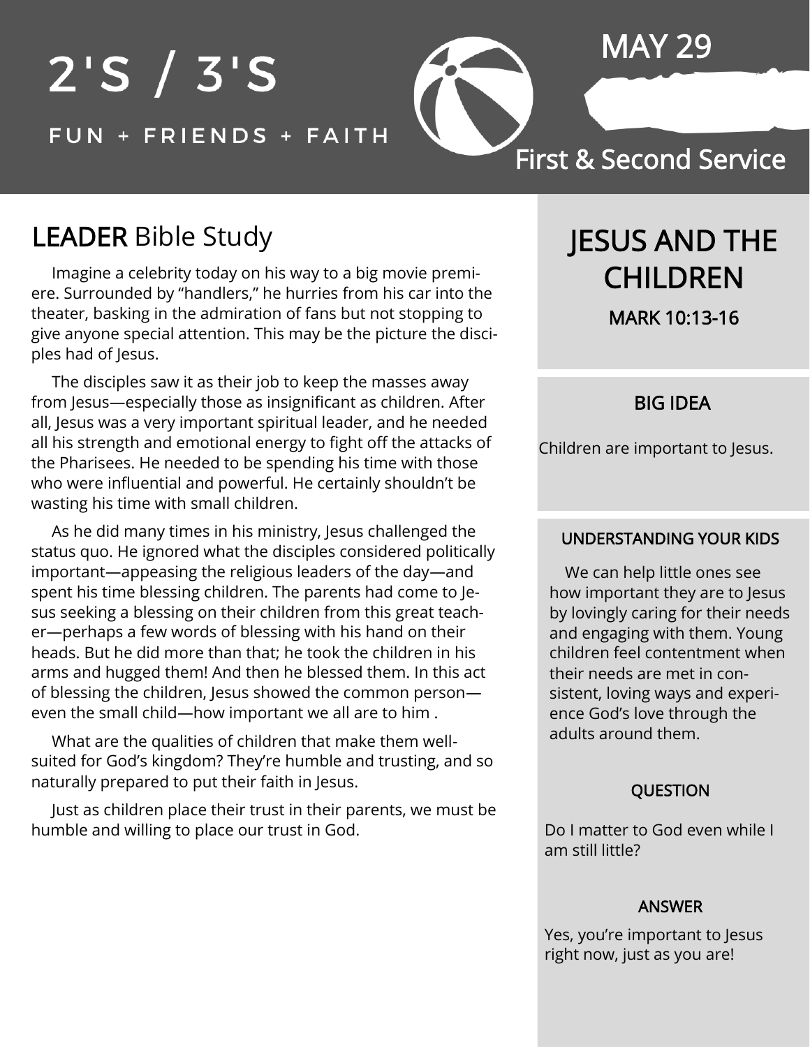# 2'S / 3'S

FUN + FRIENDS + FAITH

MAY 29

First & Second Service

## LEADER Bible Study

Imagine a celebrity today on his way to a big movie premiere. Surrounded by "handlers," he hurries from his car into the theater, basking in the admiration of fans but not stopping to give anyone special attention. This may be the picture the disciples had of Jesus.

The disciples saw it as their job to keep the masses away from Jesus—especially those as insignificant as children. After all, Jesus was a very important spiritual leader, and he needed all his strength and emotional energy to fight off the attacks of the Pharisees. He needed to be spending his time with those who were influential and powerful. He certainly shouldn't be wasting his time with small children.

As he did many times in his ministry, Jesus challenged the status quo. He ignored what the disciples considered politically important—appeasing the religious leaders of the day—and spent his time blessing children. The parents had come to Jesus seeking a blessing on their children from this great teacher—perhaps a few words of blessing with his hand on their heads. But he did more than that; he took the children in his arms and hugged them! And then he blessed them. In this act of blessing the children, Jesus showed the common person—even the small child—how important we all are to him .

What are the qualities of children that make them well-suited for God's kingdom? They're humble and trusting, and so naturally prepared to put their faith in Jesus.

Just as children place their trust in their parents, we must be humble and willing to place our trust in God.

## JESUS AND THE CHILDREN

MARK 10:13-16

### BIG IDEA

Children are important to Jesus.

### UNDERSTANDING YOUR KIDS

We can help little ones see how important they are to Jesus by lovingly caring for their needs and engaging with them. Young children feel contentment when their needs are met in consistent, loving ways and experience God's love through the adults around them.

### QUESTION

Do I matter to God even while I am still little?

### ANSWER

Yes, you're important to Jesus right now, just as you are!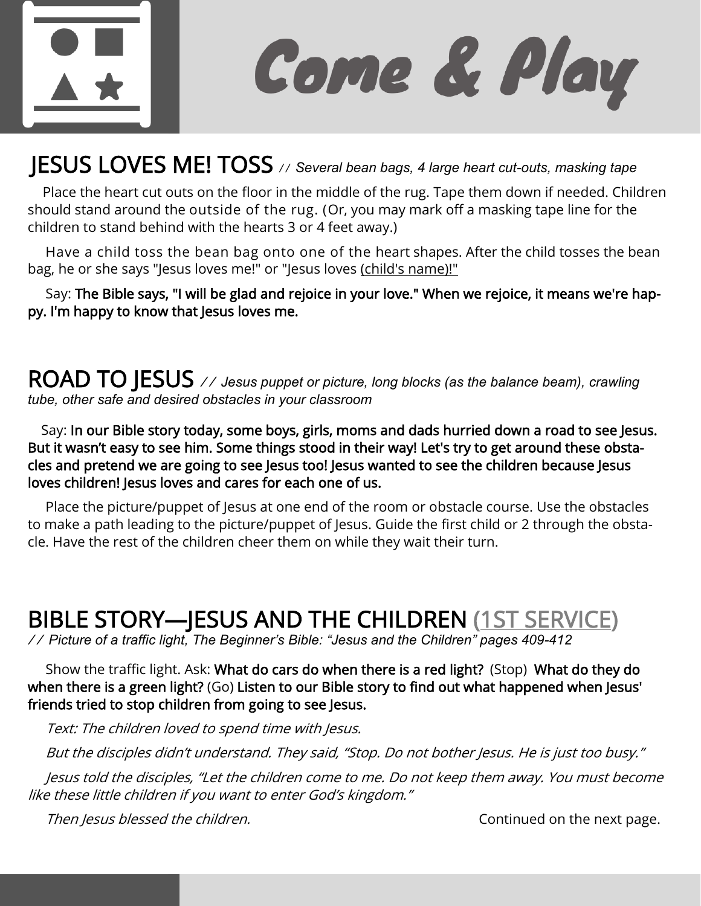# Come & Play

## JESUS LOVES ME! TOSS *// Several bean bags, 4 large heart cut-outs, masking tape*

Place the heart cut outs on the floor in the middle of the rug. Tape them down if needed. Children should stand around the outside of the rug. (Or, you may mark off a masking tape line for the children to stand behind with the hearts 3 or 4 feet away.)

Have a child toss the bean bag onto one of the heart shapes. After the child tosses the bean bag, he or she says "Jesus loves me!" or "Jesus loves (child's name)!"

Say: **The Bible says, "I will be glad and rejoice in your love." When we rejoice, it means we're happy. I'm happy to know that Jesus loves me.**

## ROAD TO JESUS *// Jesus puppet or picture, long blocks (as the balance beam), crawling tube, other safe and desired obstacles in your classroom*

Say: **In our Bible story today, some boys, girls, moms and dads hurried down a road to see Jesus. But it wasn't easy to see him. Some things stood in their way! Let's try to get around these obstacles and pretend we are going to see Jesus too! Jesus wanted to see the children because Jesus loves children! Jesus loves and cares for each one of us.**

Place the picture/puppet of Jesus at one end of the room or obstacle course. Use the obstacles to make a path leading to the picture/puppet of Jesus. Guide the first child or 2 through the obstacle. Have the rest of the children cheer them on while they wait their turn.

## BIBLE STORY—JESUS AND THE CHILDREN (1ST SERVICE)

*// Picture of a traffic light, The Beginner's Bible: "Jesus and the Children" pages 409-412*

Show the traffic light. Ask: **What do cars do when there is a red light?** (Stop) **What do they do when there is a green light?** (Go) **Listen to our Bible story to find out what happened when Jesus' friends tried to stop children from going to see Jesus.**

*Text: The children loved to spend time with Jesus.*

*But the disciples didn't understand. They said, "Stop. Do not bother Jesus. He is just too busy."*

*Jesus told the disciples, "Let the children come to me. Do not keep them away. You must become like these little children if you want to enter God's kingdom."*

*Then Jesus blessed the children.*

Continued on the next page.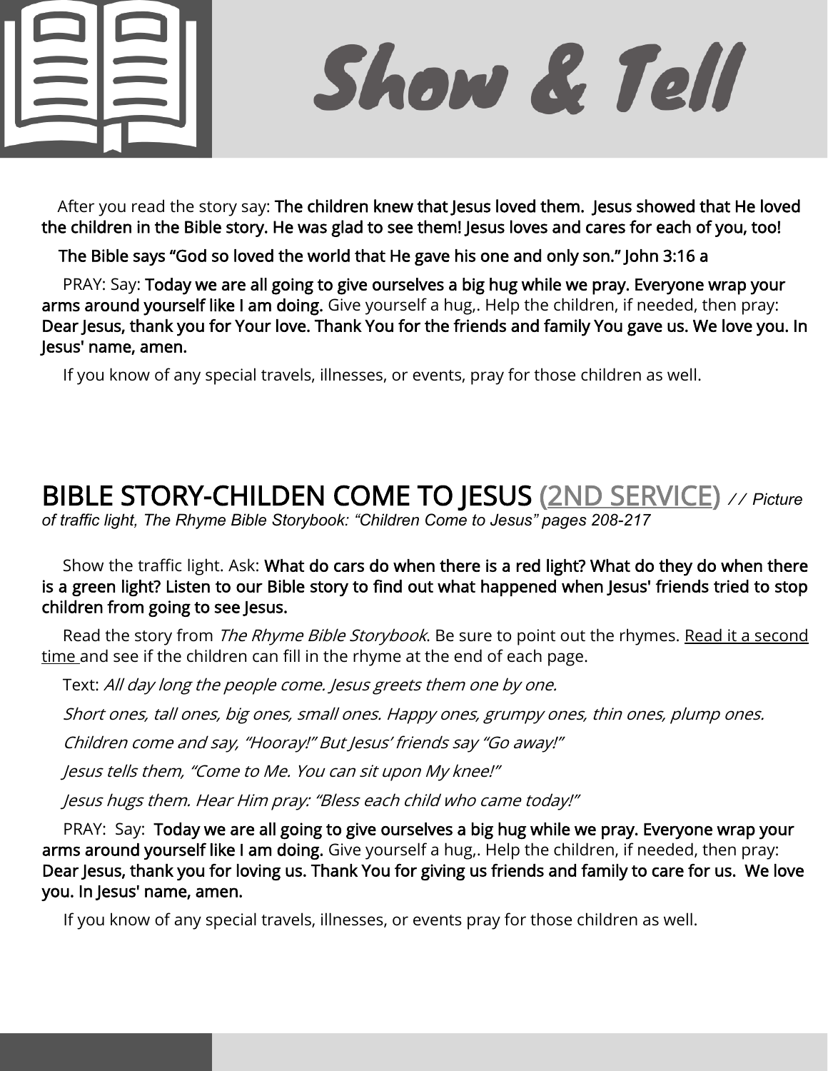# Show & Tell

After you read the story say: **The children knew that Jesus loved them. Jesus showed that He loved the children in the Bible story. He was glad to see them! Jesus loves and cares for each of you, too!**

**The Bible says "God so loved the world that He gave his one and only son." John 3:16 a**

PRAY: Say: **Today we are all going to give ourselves a big hug while we pray. Everyone wrap your arms around yourself like I am doing.** Give yourself a hug,. Help the children, if needed, then pray: **Dear Jesus, thank you for Your love. Thank You for the friends and family You gave us. We love you. In Jesus' name, amen.**

If you know of any special travels, illnesses, or events, pray for those children as well.

## BIBLE STORY-CHILDEN COME TO JESUS (2ND SERVICE) *// Picture of traffic light, The Rhyme Bible Storybook: "Children Come to Jesus" pages 208-217*

Show the traffic light. Ask: **What do cars do when there is a red light? What do they do when there is a green light? Listen to our Bible story to find out what happened when Jesus' friends tried to stop children from going to see Jesus.**

Read the story from *The Rhyme Bible Storybook*. Be sure to point out the rhymes. Read it a second time and see if the children can fill in the rhyme at the end of each page.

Text: *All day long the people come. Jesus greets them one by one.*

*Short ones, tall ones, big ones, small ones. Happy ones, grumpy ones, thin ones, plump ones.*

*Children come and say, "Hooray!" But Jesus' friends say "Go away!"*

*Jesus tells them, "Come to Me. You can sit upon My knee!"*

*Jesus hugs them. Hear Him pray: "Bless each child who came today!"*

PRAY: Say: **Today we are all going to give ourselves a big hug while we pray. Everyone wrap your arms around yourself like I am doing.** Give yourself a hug,. Help the children, if needed, then pray: **Dear Jesus, thank you for loving us. Thank You for giving us friends and family to care for us. We love you. In Jesus' name, amen.**

If you know of any special travels, illnesses, or events pray for those children as well.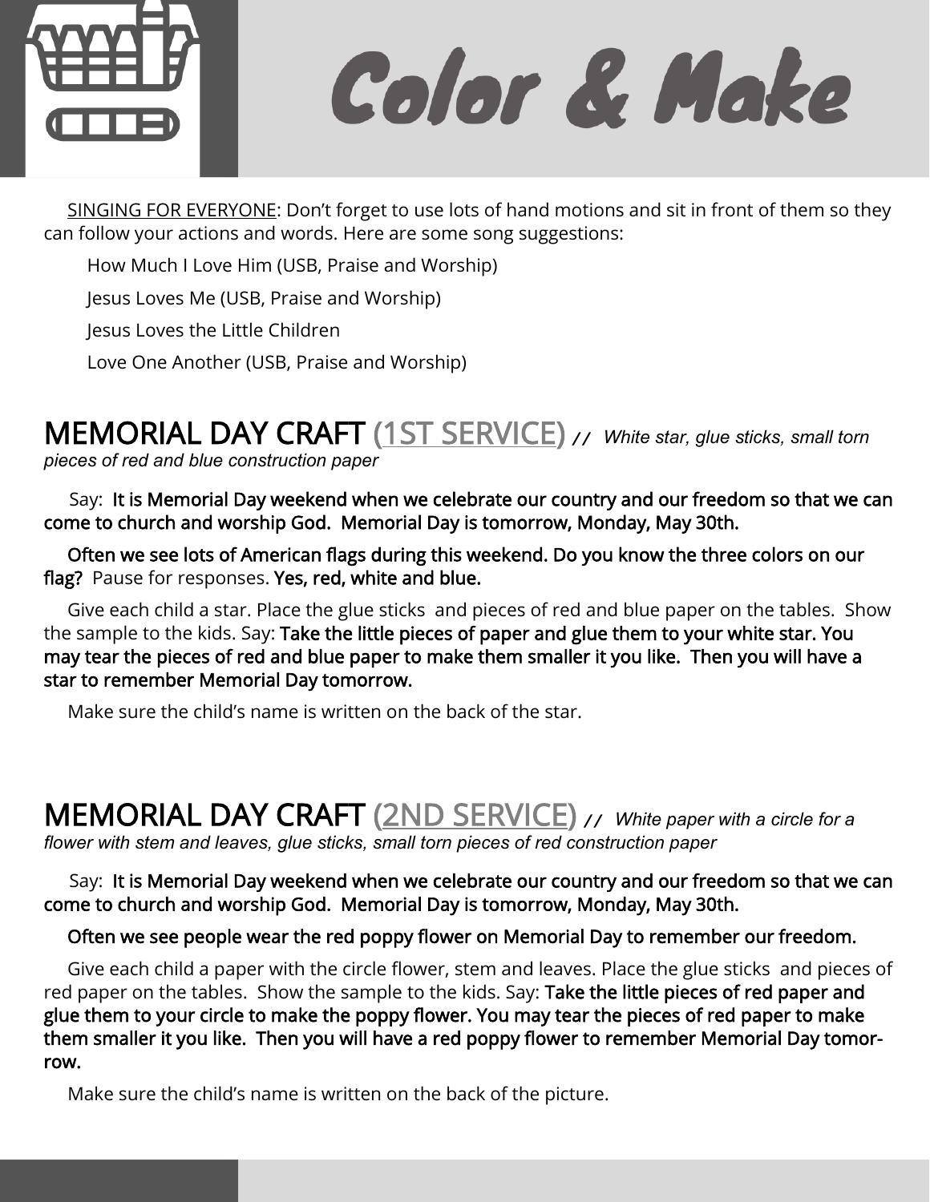# Color & Make

<u>SINGING FOR EVERYONE</u>: Don't forget to use lots of hand motions and sit in front of them so they can follow your actions and words. Here are some song suggestions:

How Much I Love Him (USB, Praise and Worship)

Jesus Loves Me (USB, Praise and Worship)

Jesus Loves the Little Children

Love One Another (USB, Praise and Worship)

## MEMORIAL DAY CRAFT (1ST SERVICE) // *White star, glue sticks, small torn pieces of red and blue construction paper*

Say: **It is Memorial Day weekend when we celebrate our country and our freedom so that we can come to church and worship God. Memorial Day is tomorrow, Monday, May 30th.**

**Often we see lots of American flags during this weekend. Do you know the three colors on our flag?** Pause for responses. **Yes, red, white and blue.**

Give each child a star. Place the glue sticks and pieces of red and blue paper on the tables. Show the sample to the kids. Say: **Take the little pieces of paper and glue them to your white star. You may tear the pieces of red and blue paper to make them smaller it you like. Then you will have a star to remember Memorial Day tomorrow.**

Make sure the child's name is written on the back of the star.

## MEMORIAL DAY CRAFT (2ND SERVICE) // *White paper with a circle for a flower with stem and leaves, glue sticks, small torn pieces of red construction paper*

Say: **It is Memorial Day weekend when we celebrate our country and our freedom so that we can come to church and worship God. Memorial Day is tomorrow, Monday, May 30th.**

**Often we see people wear the red poppy flower on Memorial Day to remember our freedom.**

Give each child a paper with the circle flower, stem and leaves. Place the glue sticks and pieces of red paper on the tables. Show the sample to the kids. Say: **Take the little pieces of red paper and glue them to your circle to make the poppy flower. You may tear the pieces of red paper to make them smaller it you like. Then you will have a red poppy flower to remember Memorial Day tomorrow.**

Make sure the child's name is written on the back of the picture.